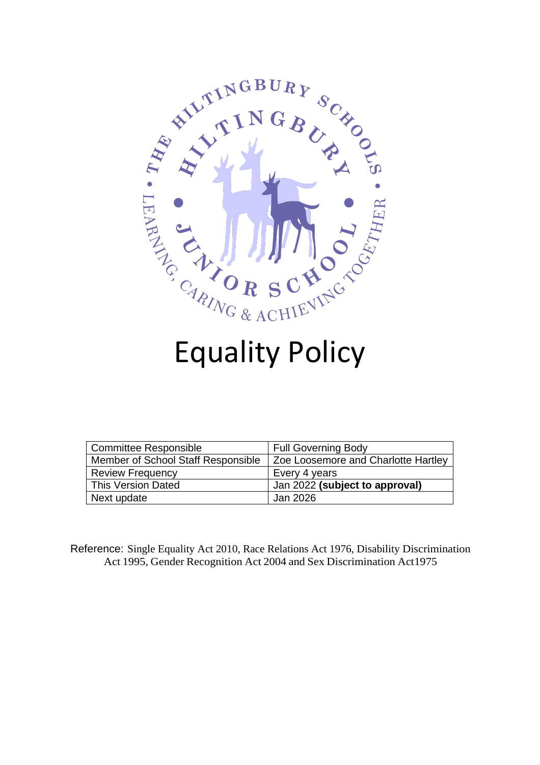# Equality Policy

| Committee Responsible | Full Governing Body |
|---|---|
| Member of School Staff Responsible | Zoe Loosemore and Charlotte Hartley |
| Review Frequency | Every 4 years |
| This Version Dated | Jan 2022 **(subject to approval)** |
| Next update | Jan 2026 |

Reference: Single Equality Act 2010, Race Relations Act 1976, Disability Discrimination Act 1995, Gender Recognition Act 2004 and Sex Discrimination Act1975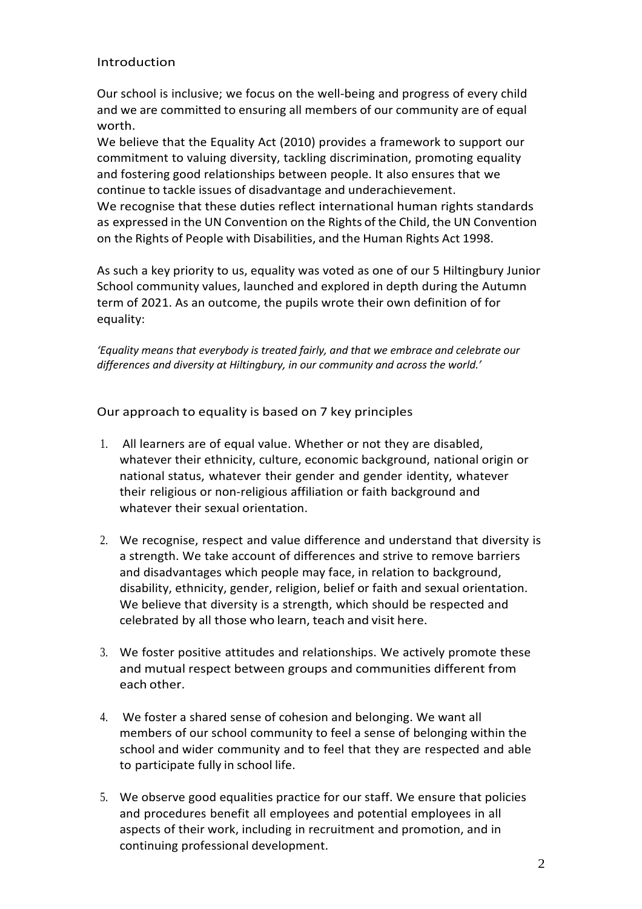## Introduction

Our school is inclusive; we focus on the well-being and progress of every child and we are committed to ensuring all members of our community are of equal worth.

We believe that the Equality Act (2010) provides a framework to support our commitment to valuing diversity, tackling discrimination, promoting equality and fostering good relationships between people. It also ensures that we continue to tackle issues of disadvantage and underachievement.

We recognise that these duties reflect international human rights standards as expressed in the UN Convention on the Rights of the Child, the UN Convention on the Rights of People with Disabilities, and the Human Rights Act 1998.

As such a key priority to us, equality was voted as one of our 5 Hiltingbury Junior School community values, launched and explored in depth during the Autumn term of 2021. As an outcome, the pupils wrote their own definition of for equality:

*'Equality means that everybody is treated fairly, and that we embrace and celebrate our differences and diversity at Hiltingbury, in our community and across the world.'*

## Our approach to equality is based on 7 key principles

1. All learners are of equal value. Whether or not they are disabled, whatever their ethnicity, culture, economic background, national origin or national status, whatever their gender and gender identity, whatever their religious or non-religious affiliation or faith background and whatever their sexual orientation.

2. We recognise, respect and value difference and understand that diversity is a strength. We take account of differences and strive to remove barriers and disadvantages which people may face, in relation to background, disability, ethnicity, gender, religion, belief or faith and sexual orientation. We believe that diversity is a strength, which should be respected and celebrated by all those who learn, teach and visit here.

3. We foster positive attitudes and relationships. We actively promote these and mutual respect between groups and communities different from each other.

4. We foster a shared sense of cohesion and belonging. We want all members of our school community to feel a sense of belonging within the school and wider community and to feel that they are respected and able to participate fully in school life.

5. We observe good equalities practice for our staff. We ensure that policies and procedures benefit all employees and potential employees in all aspects of their work, including in recruitment and promotion, and in continuing professional development.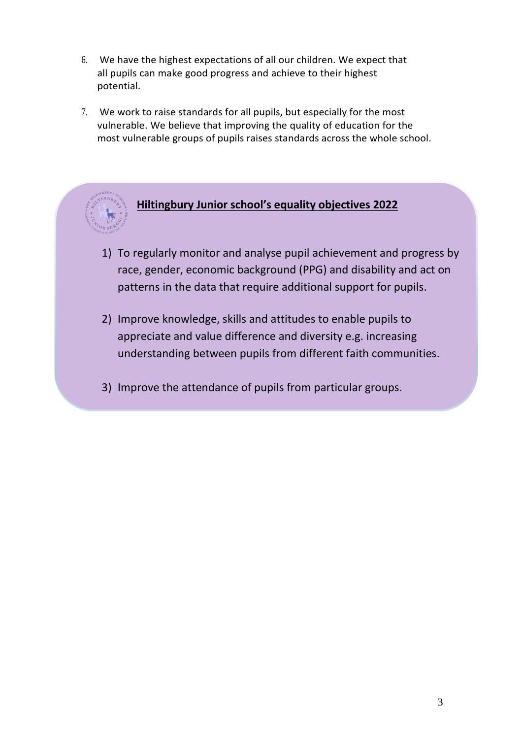6. We have the highest expectations of all our children. We expect that all pupils can make good progress and achieve to their highest potential.

7. We work to raise standards for all pupils, but especially for the most vulnerable. We believe that improving the quality of education for the most vulnerable groups of pupils raises standards across the whole school.

## **Hiltingbury Junior school's equality objectives 2022**

1) To regularly monitor and analyse pupil achievement and progress by race, gender, economic background (PPG) and disability and act on patterns in the data that require additional support for pupils.

2) Improve knowledge, skills and attitudes to enable pupils to appreciate and value difference and diversity e.g. increasing understanding between pupils from different faith communities.

3) Improve the attendance of pupils from particular groups.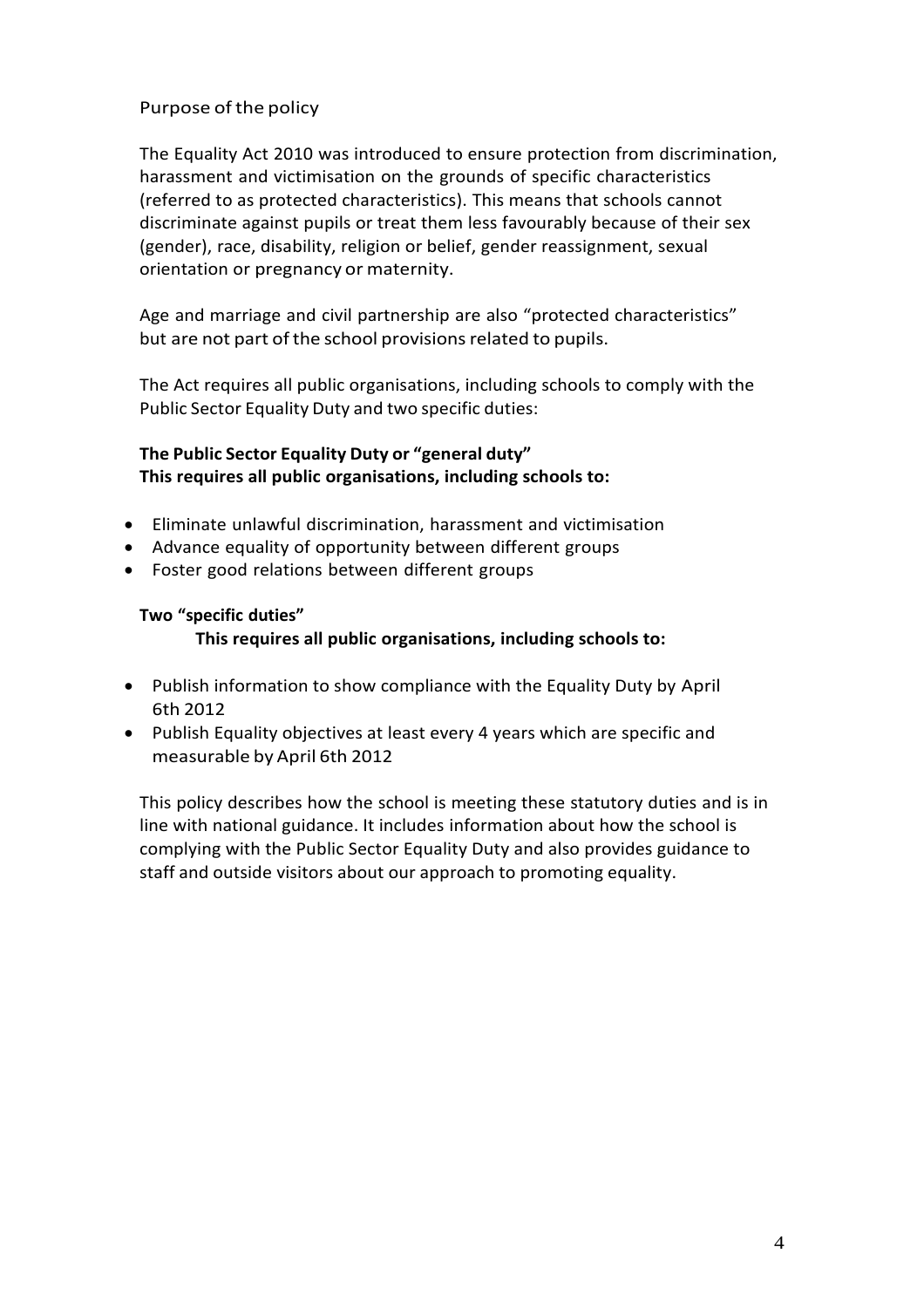## Purpose of the policy

The Equality Act 2010 was introduced to ensure protection from discrimination, harassment and victimisation on the grounds of specific characteristics (referred to as protected characteristics). This means that schools cannot discriminate against pupils or treat them less favourably because of their sex (gender), race, disability, religion or belief, gender reassignment, sexual orientation or pregnancy or maternity.

Age and marriage and civil partnership are also "protected characteristics" but are not part of the school provisions related to pupils.

The Act requires all public organisations, including schools to comply with the Public Sector Equality Duty and two specific duties:

**The Public Sector Equality Duty or "general duty"**
**This requires all public organisations, including schools to:**

- Eliminate unlawful discrimination, harassment and victimisation
- Advance equality of opportunity between different groups
- Foster good relations between different groups

**Two "specific duties"**
**This requires all public organisations, including schools to:**

- Publish information to show compliance with the Equality Duty by April 6th 2012
- Publish Equality objectives at least every 4 years which are specific and measurable by April 6th 2012

This policy describes how the school is meeting these statutory duties and is in line with national guidance. It includes information about how the school is complying with the Public Sector Equality Duty and also provides guidance to staff and outside visitors about our approach to promoting equality.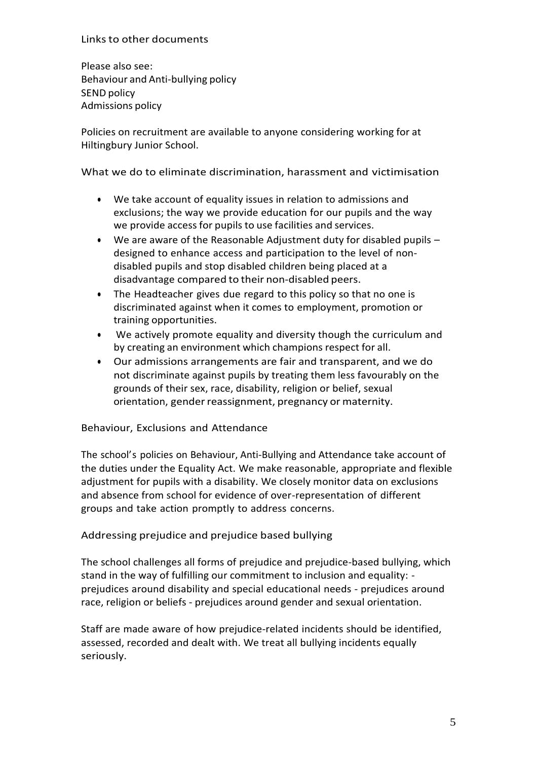## Links to other documents

Please also see:
Behaviour and Anti-bullying policy
SEND policy
Admissions policy

Policies on recruitment are available to anyone considering working for at Hiltingbury Junior School.

## What we do to eliminate discrimination, harassment and victimisation

- We take account of equality issues in relation to admissions and exclusions; the way we provide education for our pupils and the way we provide access for pupils to use facilities and services.
- We are aware of the Reasonable Adjustment duty for disabled pupils – designed to enhance access and participation to the level of non-disabled pupils and stop disabled children being placed at a disadvantage compared to their non-disabled peers.
- The Headteacher gives due regard to this policy so that no one is discriminated against when it comes to employment, promotion or training opportunities.
- We actively promote equality and diversity though the curriculum and by creating an environment which champions respect for all.
- Our admissions arrangements are fair and transparent, and we do not discriminate against pupils by treating them less favourably on the grounds of their sex, race, disability, religion or belief, sexual orientation, gender reassignment, pregnancy or maternity.

## Behaviour, Exclusions and Attendance

The school's policies on Behaviour, Anti-Bullying and Attendance take account of the duties under the Equality Act. We make reasonable, appropriate and flexible adjustment for pupils with a disability. We closely monitor data on exclusions and absence from school for evidence of over-representation of different groups and take action promptly to address concerns.

## Addressing prejudice and prejudice based bullying

The school challenges all forms of prejudice and prejudice-based bullying, which stand in the way of fulfilling our commitment to inclusion and equality: - prejudices around disability and special educational needs - prejudices around race, religion or beliefs - prejudices around gender and sexual orientation.

Staff are made aware of how prejudice-related incidents should be identified, assessed, recorded and dealt with. We treat all bullying incidents equally seriously.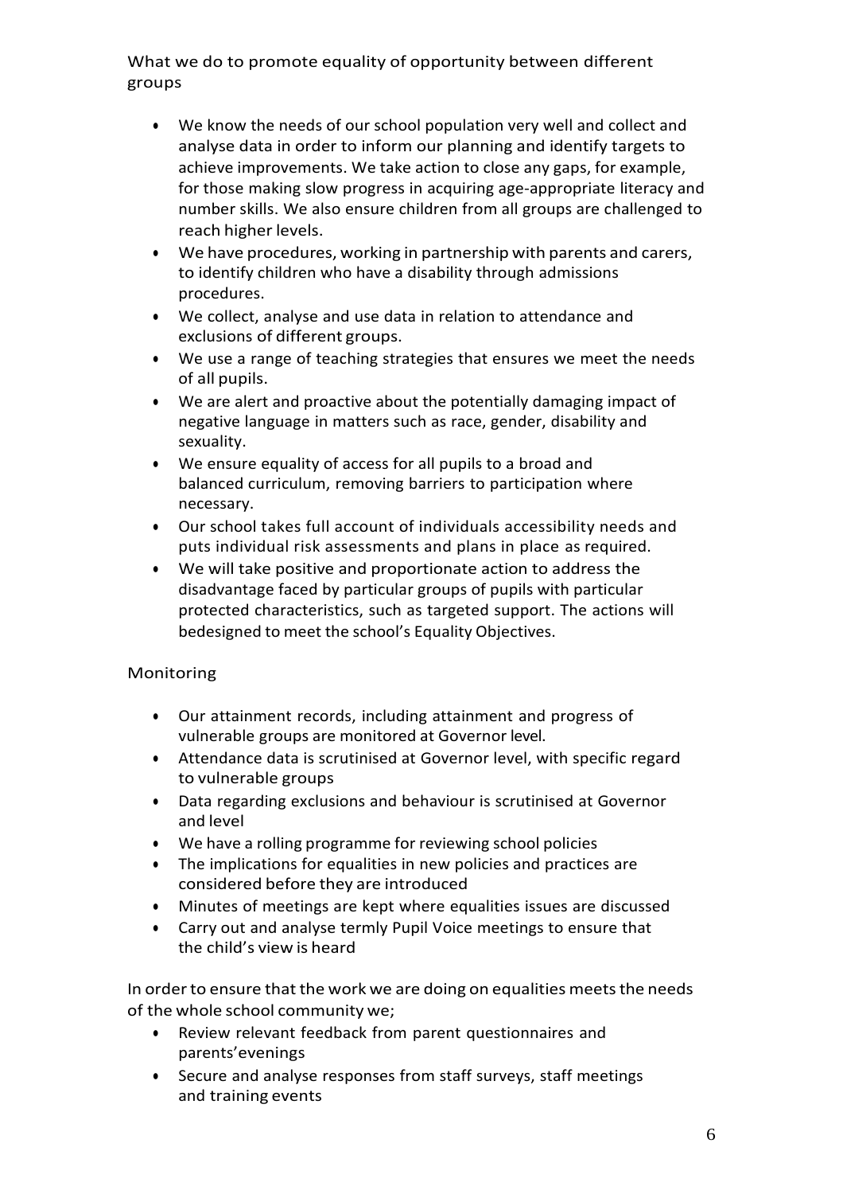## What we do to promote equality of opportunity between different groups

- We know the needs of our school population very well and collect and analyse data in order to inform our planning and identify targets to achieve improvements. We take action to close any gaps, for example, for those making slow progress in acquiring age-appropriate literacy and number skills. We also ensure children from all groups are challenged to reach higher levels.
- We have procedures, working in partnership with parents and carers, to identify children who have a disability through admissions procedures.
- We collect, analyse and use data in relation to attendance and exclusions of different groups.
- We use a range of teaching strategies that ensures we meet the needs of all pupils.
- We are alert and proactive about the potentially damaging impact of negative language in matters such as race, gender, disability and sexuality.
- We ensure equality of access for all pupils to a broad and balanced curriculum, removing barriers to participation where necessary.
- Our school takes full account of individuals accessibility needs and puts individual risk assessments and plans in place as required.
- We will take positive and proportionate action to address the disadvantage faced by particular groups of pupils with particular protected characteristics, such as targeted support. The actions will bedesigned to meet the school's Equality Objectives.

## Monitoring

- Our attainment records, including attainment and progress of vulnerable groups are monitored at Governor level.
- Attendance data is scrutinised at Governor level, with specific regard to vulnerable groups
- Data regarding exclusions and behaviour is scrutinised at Governor and level
- We have a rolling programme for reviewing school policies
- The implications for equalities in new policies and practices are considered before they are introduced
- Minutes of meetings are kept where equalities issues are discussed
- Carry out and analyse termly Pupil Voice meetings to ensure that the child's view is heard

In order to ensure that the work we are doing on equalities meets the needs of the whole school community we;

- Review relevant feedback from parent questionnaires and parents'evenings
- Secure and analyse responses from staff surveys, staff meetings and training events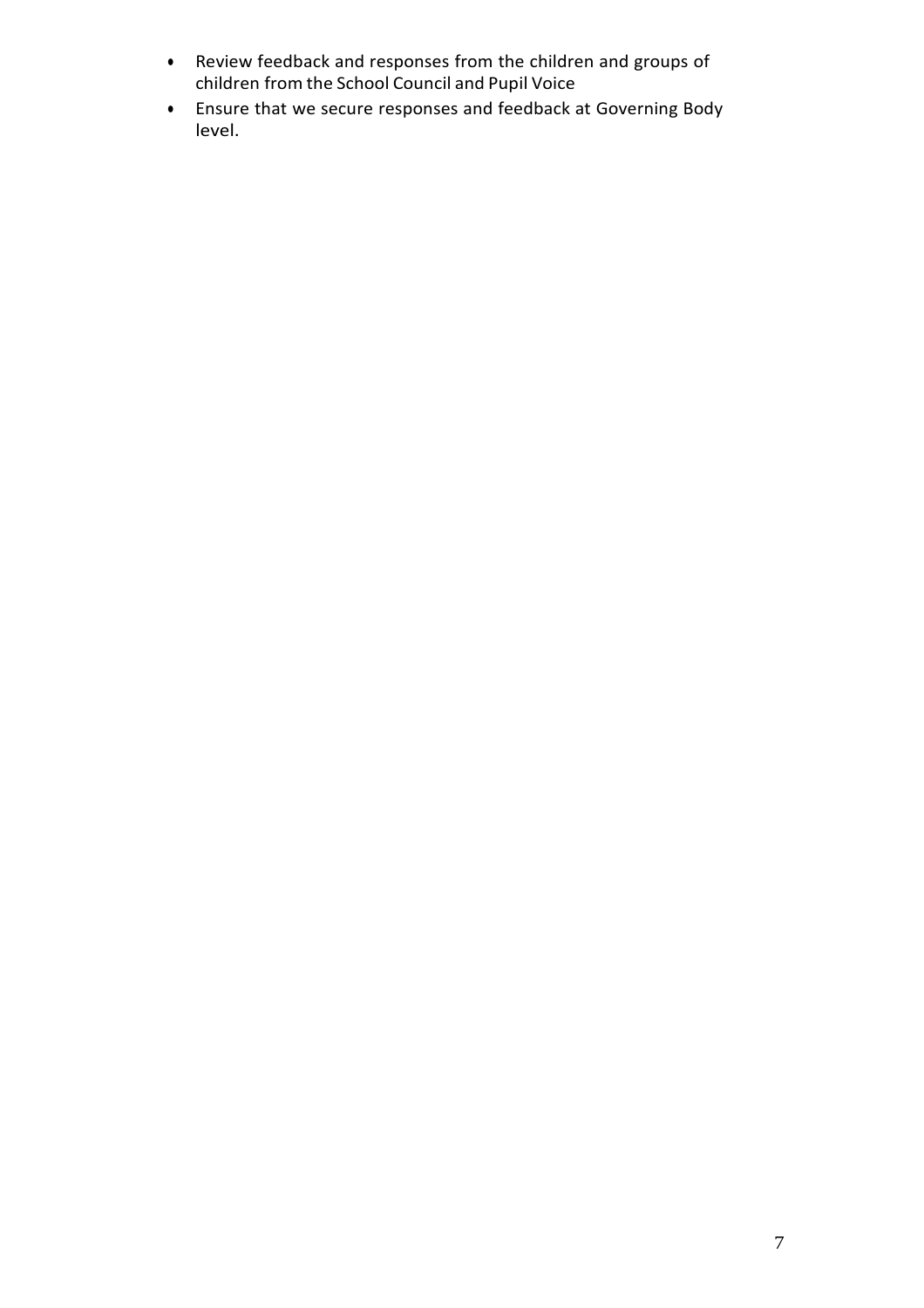- Review feedback and responses from the children and groups of children from the School Council and Pupil Voice
- Ensure that we secure responses and feedback at Governing Body level.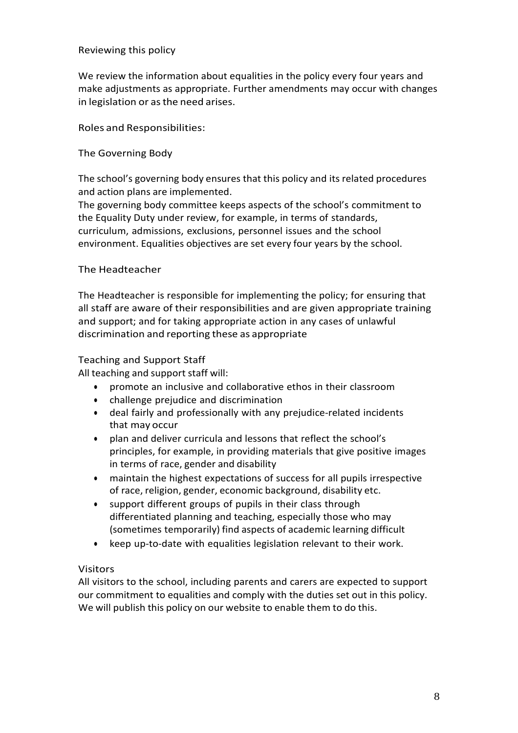## Reviewing this policy

We review the information about equalities in the policy every four years and make adjustments as appropriate. Further amendments may occur with changes in legislation or as the need arises.

## Roles and Responsibilities:

### The Governing Body

The school's governing body ensures that this policy and its related procedures and action plans are implemented.
The governing body committee keeps aspects of the school's commitment to the Equality Duty under review, for example, in terms of standards, curriculum, admissions, exclusions, personnel issues and the school environment. Equalities objectives are set every four years by the school.

### The Headteacher

The Headteacher is responsible for implementing the policy; for ensuring that all staff are aware of their responsibilities and are given appropriate training and support; and for taking appropriate action in any cases of unlawful discrimination and reporting these as appropriate

### Teaching and Support Staff

All teaching and support staff will:

- promote an inclusive and collaborative ethos in their classroom
- challenge prejudice and discrimination
- deal fairly and professionally with any prejudice-related incidents that may occur
- plan and deliver curricula and lessons that reflect the school's principles, for example, in providing materials that give positive images in terms of race, gender and disability
- maintain the highest expectations of success for all pupils irrespective of race, religion, gender, economic background, disability etc.
- support different groups of pupils in their class through differentiated planning and teaching, especially those who may (sometimes temporarily) find aspects of academic learning difficult
- keep up-to-date with equalities legislation relevant to their work.

### Visitors

All visitors to the school, including parents and carers are expected to support our commitment to equalities and comply with the duties set out in this policy. We will publish this policy on our website to enable them to do this.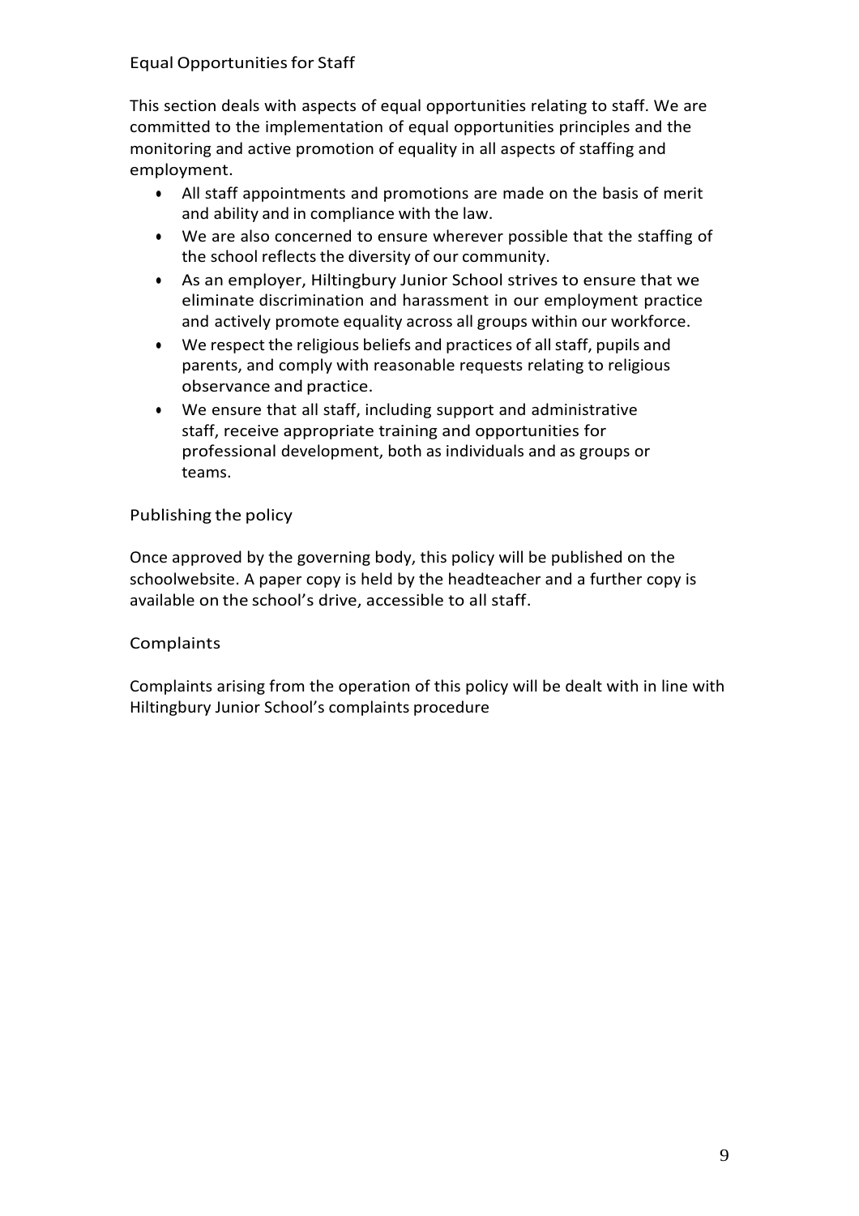## Equal Opportunities for Staff

This section deals with aspects of equal opportunities relating to staff. We are committed to the implementation of equal opportunities principles and the monitoring and active promotion of equality in all aspects of staffing and employment.

- All staff appointments and promotions are made on the basis of merit and ability and in compliance with the law.
- We are also concerned to ensure wherever possible that the staffing of the school reflects the diversity of our community.
- As an employer, Hiltingbury Junior School strives to ensure that we eliminate discrimination and harassment in our employment practice and actively promote equality across all groups within our workforce.
- We respect the religious beliefs and practices of all staff, pupils and parents, and comply with reasonable requests relating to religious observance and practice.
- We ensure that all staff, including support and administrative staff, receive appropriate training and opportunities for professional development, both as individuals and as groups or teams.

## Publishing the policy

Once approved by the governing body, this policy will be published on the schoolwebsite. A paper copy is held by the headteacher and a further copy is available on the school's drive, accessible to all staff.

## Complaints

Complaints arising from the operation of this policy will be dealt with in line with Hiltingbury Junior School's complaints procedure